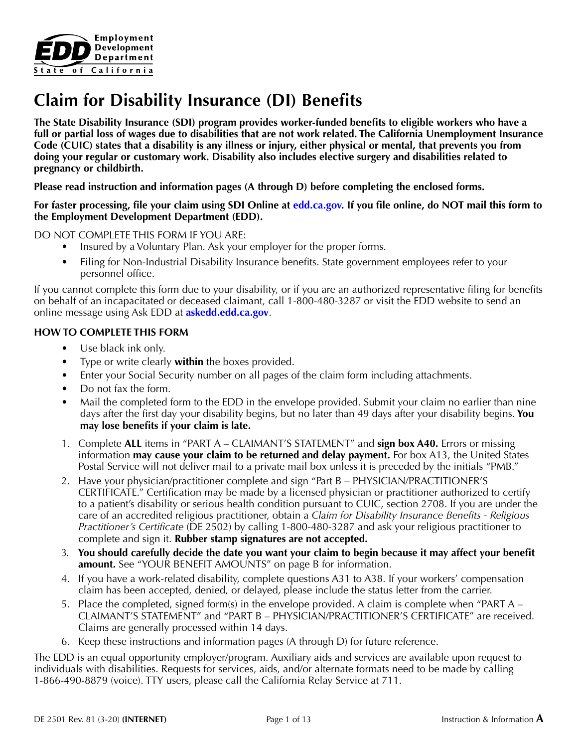**Employment Development Department**
**State of California**

# Claim for Disability Insurance (DI) Benefits

**The State Disability Insurance (SDI) program provides worker-funded benefits to eligible workers who have a full or partial loss of wages due to disabilities that are not work related. The California Unemployment Insurance Code (CUIC) states that a disability is any illness or injury, either physical or mental, that prevents you from doing your regular or customary work. Disability also includes elective surgery and disabilities related to pregnancy or childbirth.**

**Please read instruction and information pages (A through D) before completing the enclosed forms.**

**For faster processing, file your claim using SDI Online at edd.ca.gov. If you file online, do NOT mail this form to the Employment Development Department (EDD).**

DO NOT COMPLETE THIS FORM IF YOU ARE:

- Insured by a Voluntary Plan. Ask your employer for the proper forms.
- Filing for Non-Industrial Disability Insurance benefits. State government employees refer to your personnel office.

If you cannot complete this form due to your disability, or if you are an authorized representative filing for benefits on behalf of an incapacitated or deceased claimant, call 1-800-480-3287 or visit the EDD website to send an online message using Ask EDD at **askedd.edd.ca.gov**.

### HOW TO COMPLETE THIS FORM

- Use black ink only.
- Type or write clearly **within** the boxes provided.
- Enter your Social Security number on all pages of the claim form including attachments.
- Do not fax the form.
- Mail the completed form to the EDD in the envelope provided. Submit your claim no earlier than nine days after the first day your disability begins, but no later than 49 days after your disability begins. **You may lose benefits if your claim is late.**

1. Complete **ALL** items in "PART A – CLAIMANT'S STATEMENT" and **sign box A40.** Errors or missing information **may cause your claim to be returned and delay payment.** For box A13, the United States Postal Service will not deliver mail to a private mail box unless it is preceded by the initials "PMB."
2. Have your physician/practitioner complete and sign "Part B – PHYSICIAN/PRACTITIONER'S CERTIFICATE." Certification may be made by a licensed physician or practitioner authorized to certify to a patient's disability or serious health condition pursuant to CUIC, section 2708. If you are under the care of an accredited religious practitioner, obtain a *Claim for Disability Insurance Benefits - Religious Practitioner's Certificate* (DE 2502) by calling 1-800-480-3287 and ask your religious practitioner to complete and sign it. **Rubber stamp signatures are not accepted.**
3. **You should carefully decide the date you want your claim to begin because it may affect your benefit amount.** See "YOUR BENEFIT AMOUNTS" on page B for information.
4. If you have a work-related disability, complete questions A31 to A38. If your workers' compensation claim has been accepted, denied, or delayed, please include the status letter from the carrier.
5. Place the completed, signed form(s) in the envelope provided. A claim is complete when "PART A – CLAIMANT'S STATEMENT" and "PART B – PHYSICIAN/PRACTITIONER'S CERTIFICATE" are received. Claims are generally processed within 14 days.
6. Keep these instructions and information pages (A through D) for future reference.

The EDD is an equal opportunity employer/program. Auxiliary aids and services are available upon request to individuals with disabilities. Requests for services, aids, and/or alternate formats need to be made by calling 1-866-490-8879 (voice). TTY users, please call the California Relay Service at 711.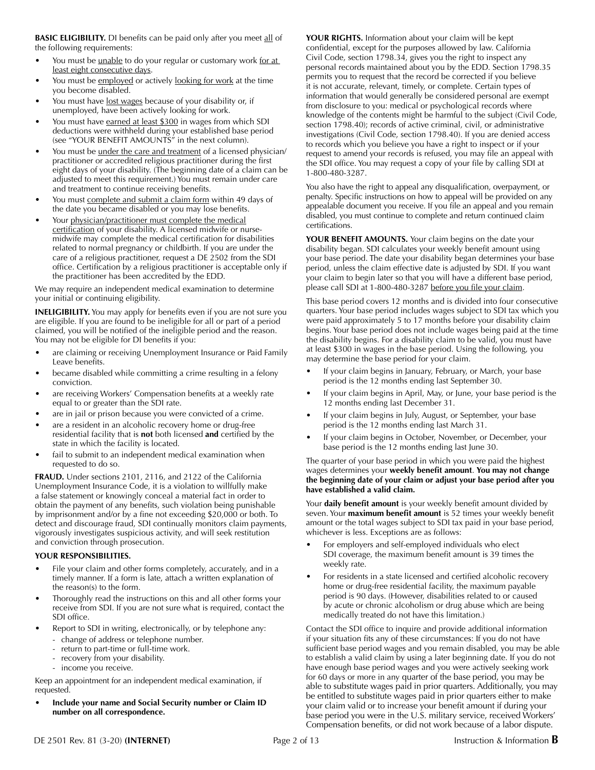**BASIC ELIGIBILITY.** DI benefits can be paid only after you meet all of the following requirements:

- You must be unable to do your regular or customary work for at least eight consecutive days.
- You must be employed or actively looking for work at the time you become disabled.
- You must have lost wages because of your disability or, if unemployed, have been actively looking for work.
- You must have earned at least $300 in wages from which SDI deductions were withheld during your established base period (see "YOUR BENEFIT AMOUNTS" in the next column).
- You must be under the care and treatment of a licensed physician/practitioner or accredited religious practitioner during the first eight days of your disability. (The beginning date of a claim can be adjusted to meet this requirement.) You must remain under care and treatment to continue receiving benefits.
- You must complete and submit a claim form within 49 days of the date you became disabled or you may lose benefits.
- Your physician/practitioner must complete the medical certification of your disability. A licensed midwife or nurse-midwife may complete the medical certification for disabilities related to normal pregnancy or childbirth. If you are under the care of a religious practitioner, request a DE 2502 from the SDI office. Certification by a religious practitioner is acceptable only if the practitioner has been accredited by the EDD.

We may require an independent medical examination to determine your initial or continuing eligibility.

**INELIGIBILITY.** You may apply for benefits even if you are not sure you are eligible. If you are found to be ineligible for all or part of a period claimed, you will be notified of the ineligible period and the reason. You may not be eligible for DI benefits if you:

- are claiming or receiving Unemployment Insurance or Paid Family Leave benefits.
- became disabled while committing a crime resulting in a felony conviction.
- are receiving Workers' Compensation benefits at a weekly rate equal to or greater than the SDI rate.
- are in jail or prison because you were convicted of a crime.
- are a resident in an alcoholic recovery home or drug-free residential facility that is **not** both licensed **and** certified by the state in which the facility is located.
- fail to submit to an independent medical examination when requested to do so.

**FRAUD.** Under sections 2101, 2116, and 2122 of the California Unemployment Insurance Code, it is a violation to willfully make a false statement or knowingly conceal a material fact in order to obtain the payment of any benefits, such violation being punishable by imprisonment and/or by a fine not exceeding $20,000 or both. To detect and discourage fraud, SDI continually monitors claim payments, vigorously investigates suspicious activity, and will seek restitution and conviction through prosecution.

**YOUR RESPONSIBILITIES.**

- File your claim and other forms completely, accurately, and in a timely manner. If a form is late, attach a written explanation of the reason(s) to the form.
- Thoroughly read the instructions on this and all other forms your receive from SDI. If you are not sure what is required, contact the SDI office.
- Report to SDI in writing, electronically, or by telephone any:
  - change of address or telephone number.
  - return to part-time or full-time work.
  - recovery from your disability.
  - income you receive.

Keep an appointment for an independent medical examination, if requested.

- **Include your name and Social Security number or Claim ID number on all correspondence.**

**YOUR RIGHTS.** Information about your claim will be kept confidential, except for the purposes allowed by law. California Civil Code, section 1798.34, gives you the right to inspect any personal records maintained about you by the EDD. Section 1798.35 permits you to request that the record be corrected if you believe it is not accurate, relevant, timely, or complete. Certain types of information that would generally be considered personal are exempt from disclosure to you: medical or psychological records where knowledge of the contents might be harmful to the subject (Civil Code, section 1798.40); records of active criminal, civil, or administrative investigations (Civil Code, section 1798.40). If you are denied access to records which you believe you have a right to inspect or if your request to amend your records is refused, you may file an appeal with the SDI office. You may request a copy of your file by calling SDI at 1-800-480-3287.

You also have the right to appeal any disqualification, overpayment, or penalty. Specific instructions on how to appeal will be provided on any appealable document you receive. If you file an appeal and you remain disabled, you must continue to complete and return continued claim certifications.

**YOUR BENEFIT AMOUNTS.** Your claim begins on the date your disability began. SDI calculates your weekly benefit amount using your base period. The date your disability began determines your base period, unless the claim effective date is adjusted by SDI. If you want your claim to begin later so that you will have a different base period, please call SDI at 1-800-480-3287 before you file your claim.

This base period covers 12 months and is divided into four consecutive quarters. Your base period includes wages subject to SDI tax which you were paid approximately 5 to 17 months before your disability claim begins. Your base period does not include wages being paid at the time the disability begins. For a disability claim to be valid, you must have at least $300 in wages in the base period. Using the following, you may determine the base period for your claim.

- If your claim begins in January, February, or March, your base period is the 12 months ending last September 30.
- If your claim begins in April, May, or June, your base period is the 12 months ending last December 31.
- If your claim begins in July, August, or September, your base period is the 12 months ending last March 31.
- If your claim begins in October, November, or December, your base period is the 12 months ending last June 30.

The quarter of your base period in which you were paid the highest wages determines your **weekly benefit amount**. **You may not change the beginning date of your claim or adjust your base period after you have established a valid claim.**

Your **daily benefit amount** is your weekly benefit amount divided by seven. Your **maximum benefit amount** is 52 times your weekly benefit amount or the total wages subject to SDI tax paid in your base period, whichever is less. Exceptions are as follows:

- For employers and self-employed individuals who elect SDI coverage, the maximum benefit amount is 39 times the weekly rate.
- For residents in a state licensed and certified alcoholic recovery home or drug-free residential facility, the maximum payable period is 90 days. (However, disabilities related to or caused by acute or chronic alcoholism or drug abuse which are being medically treated do not have this limitation.)

Contact the SDI office to inquire and provide additional information if your situation fits any of these circumstances: If you do not have sufficient base period wages and you remain disabled, you may be able to establish a valid claim by using a later beginning date. If you do not have enough base period wages and you were actively seeking work for 60 days or more in any quarter of the base period, you may be able to substitute wages paid in prior quarters. Additionally, you may be entitled to substitute wages paid in prior quarters either to make your claim valid or to increase your benefit amount if during your base period you were in the U.S. military service, received Workers' Compensation benefits, or did not work because of a labor dispute.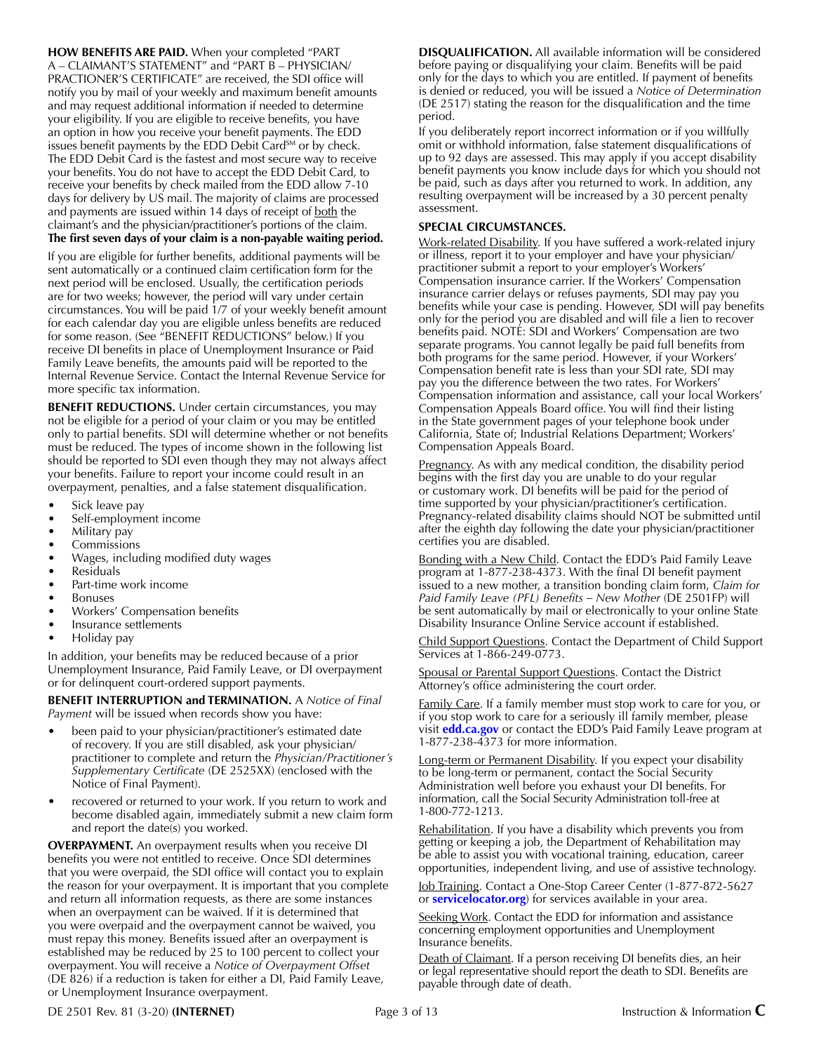**HOW BENEFITS ARE PAID.** When your completed "PART A – CLAIMANT'S STATEMENT" and "PART B – PHYSICIAN/PRACTIONER'S CERTIFICATE" are received, the SDI office will notify you by mail of your weekly and maximum benefit amounts and may request additional information if needed to determine your eligibility. If you are eligible to receive benefits, you have an option in how you receive your benefit payments. The EDD issues benefit payments by the EDD Debit Card℠ or by check. The EDD Debit Card is the fastest and most secure way to receive your benefits. You do not have to accept the EDD Debit Card, to receive your benefits by check mailed from the EDD allow 7-10 days for delivery by US mail. The majority of claims are processed and payments are issued within 14 days of receipt of both the claimant's and the physician/practitioner's portions of the claim. **The first seven days of your claim is a non-payable waiting period.**

If you are eligible for further benefits, additional payments will be sent automatically or a continued claim certification form for the next period will be enclosed. Usually, the certification periods are for two weeks; however, the period will vary under certain circumstances. You will be paid 1/7 of your weekly benefit amount for each calendar day you are eligible unless benefits are reduced for some reason. (See "BENEFIT REDUCTIONS" below.) If you receive DI benefits in place of Unemployment Insurance or Paid Family Leave benefits, the amounts paid will be reported to the Internal Revenue Service. Contact the Internal Revenue Service for more specific tax information.

**BENEFIT REDUCTIONS.** Under certain circumstances, you may not be eligible for a period of your claim or you may be entitled only to partial benefits. SDI will determine whether or not benefits must be reduced. The types of income shown in the following list should be reported to SDI even though they may not always affect your benefits. Failure to report your income could result in an overpayment, penalties, and a false statement disqualification.

- Sick leave pay
- Self-employment income
- Military pay
- Commissions
- Wages, including modified duty wages
- Residuals
- Part-time work income
- Bonuses
- Workers' Compensation benefits
- Insurance settlements
- Holiday pay

In addition, your benefits may be reduced because of a prior Unemployment Insurance, Paid Family Leave, or DI overpayment or for delinquent court-ordered support payments.

**BENEFIT INTERRUPTION and TERMINATION.** A *Notice of Final Payment* will be issued when records show you have:

- been paid to your physician/practitioner's estimated date of recovery. If you are still disabled, ask your physician/practitioner to complete and return the *Physician/Practitioner's Supplementary Certificate* (DE 2525XX) (enclosed with the Notice of Final Payment).
- recovered or returned to your work. If you return to work and become disabled again, immediately submit a new claim form and report the date(s) you worked.

**OVERPAYMENT.** An overpayment results when you receive DI benefits you were not entitled to receive. Once SDI determines that you were overpaid, the SDI office will contact you to explain the reason for your overpayment. It is important that you complete and return all information requests, as there are some instances when an overpayment can be waived. If it is determined that you were overpaid and the overpayment cannot be waived, you must repay this money. Benefits issued after an overpayment is established may be reduced by 25 to 100 percent to collect your overpayment. You will receive a *Notice of Overpayment Offset* (DE 826) if a reduction is taken for either a DI, Paid Family Leave, or Unemployment Insurance overpayment.

**DISQUALIFICATION.** All available information will be considered before paying or disqualifying your claim. Benefits will be paid only for the days to which you are entitled. If payment of benefits is denied or reduced, you will be issued a *Notice of Determination* (DE 2517) stating the reason for the disqualification and the time period.

If you deliberately report incorrect information or if you willfully omit or withhold information, false statement disqualifications of up to 92 days are assessed. This may apply if you accept disability benefit payments you know include days for which you should not be paid, such as days after you returned to work. In addition, any resulting overpayment will be increased by a 30 percent penalty assessment.

**SPECIAL CIRCUMSTANCES.**

Work-related Disability. If you have suffered a work-related injury or illness, report it to your employer and have your physician/practitioner submit a report to your employer's Workers' Compensation insurance carrier. If the Workers' Compensation insurance carrier delays or refuses payments, SDI may pay you benefits while your case is pending. However, SDI will pay benefits only for the period you are disabled and will file a lien to recover benefits paid. NOTE: SDI and Workers' Compensation are two separate programs. You cannot legally be paid full benefits from both programs for the same period. However, if your Workers' Compensation benefit rate is less than your SDI rate, SDI may pay you the difference between the two rates. For Workers' Compensation information and assistance, call your local Workers' Compensation Appeals Board office. You will find their listing in the State government pages of your telephone book under California, State of; Industrial Relations Department; Workers' Compensation Appeals Board.

Pregnancy. As with any medical condition, the disability period begins with the first day you are unable to do your regular or customary work. DI benefits will be paid for the period of time supported by your physician/practitioner's certification. Pregnancy-related disability claims should NOT be submitted until after the eighth day following the date your physician/practitioner certifies you are disabled.

Bonding with a New Child. Contact the EDD's Paid Family Leave program at 1-877-238-4373. With the final DI benefit payment issued to a new mother, a transition bonding claim form, *Claim for Paid Family Leave (PFL) Benefits – New Mother* (DE 2501FP) will be sent automatically by mail or electronically to your online State Disability Insurance Online Service account if established.

Child Support Questions. Contact the Department of Child Support Services at 1-866-249-0773.

Spousal or Parental Support Questions. Contact the District Attorney's office administering the court order.

Family Care. If a family member must stop work to care for you, or if you stop work to care for a seriously ill family member, please visit **edd.ca.gov** or contact the EDD's Paid Family Leave program at 1-877-238-4373 for more information.

Long-term or Permanent Disability. If you expect your disability to be long-term or permanent, contact the Social Security Administration well before you exhaust your DI benefits. For information, call the Social Security Administration toll-free at 1-800-772-1213.

Rehabilitation. If you have a disability which prevents you from getting or keeping a job, the Department of Rehabilitation may be able to assist you with vocational training, education, career opportunities, independent living, and use of assistive technology.

Job Training. Contact a One-Stop Career Center (1-877-872-5627 or **servicelocator.org**) for services available in your area.

Seeking Work. Contact the EDD for information and assistance concerning employment opportunities and Unemployment Insurance benefits.

Death of Claimant. If a person receiving DI benefits dies, an heir or legal representative should report the death to SDI. Benefits are payable through date of death.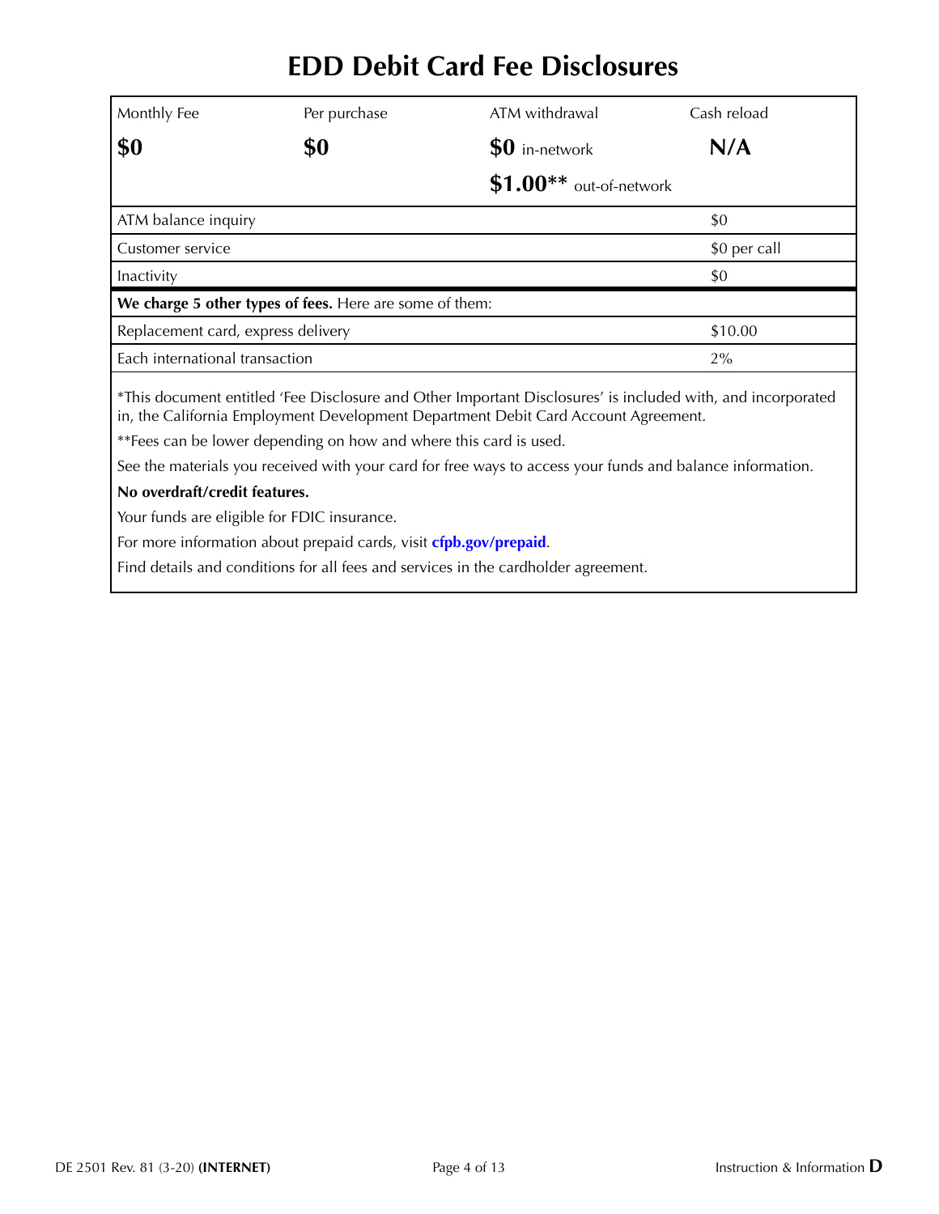# EDD Debit Card Fee Disclosures

| Monthly Fee | Per purchase | ATM withdrawal | Cash reload |
|---|---|---|---|
| **$0** | **$0** | **$0** in-network<br>**$1.00**** out-of-network | **N/A** |

| | |
|---|---|
| ATM balance inquiry | $0 |
| Customer service | $0 per call |
| Inactivity | $0 |
| **We charge 5 other types of fees.** Here are some of them: | |
| Replacement card, express delivery | $10.00 |
| Each international transaction | 2% |

*This document entitled 'Fee Disclosure and Other Important Disclosures' is included with, and incorporated in, the California Employment Development Department Debit Card Account Agreement.

**Fees can be lower depending on how and where this card is used.

See the materials you received with your card for free ways to access your funds and balance information.

**No overdraft/credit features.**

Your funds are eligible for FDIC insurance.

For more information about prepaid cards, visit **cfpb.gov/prepaid**.

Find details and conditions for all fees and services in the cardholder agreement.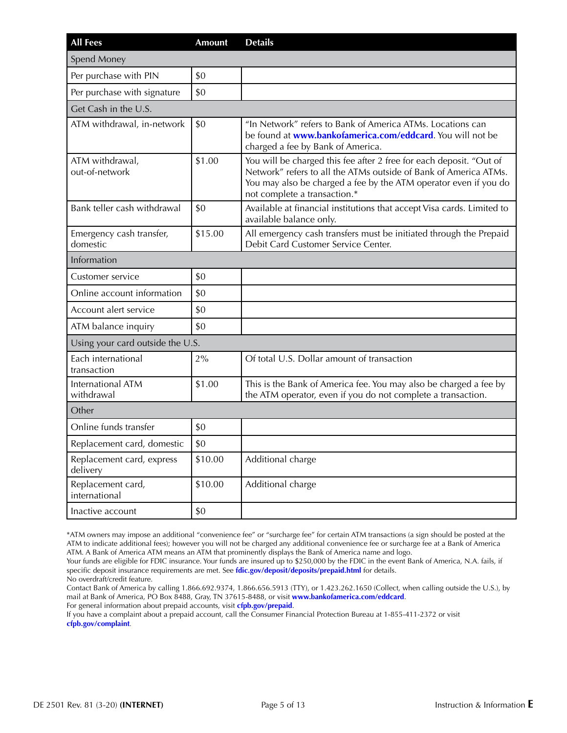| All Fees | Amount | Details |
|---|---|---|
| Spend Money | | |
| Per purchase with PIN | $0 | |
| Per purchase with signature | $0 | |
| Get Cash in the U.S. | | |
| ATM withdrawal, in-network | $0 | "In Network" refers to Bank of America ATMs. Locations can be found at **www.bankofamerica.com/eddcard**. You will not be charged a fee by Bank of America. |
| ATM withdrawal, out-of-network | $1.00 | You will be charged this fee after 2 free for each deposit. "Out of Network" refers to all the ATMs outside of Bank of America ATMs. You may also be charged a fee by the ATM operator even if you do not complete a transaction.* |
| Bank teller cash withdrawal | $0 | Available at financial institutions that accept Visa cards. Limited to available balance only. |
| Emergency cash transfer, domestic | $15.00 | All emergency cash transfers must be initiated through the Prepaid Debit Card Customer Service Center. |
| Information | | |
| Customer service | $0 | |
| Online account information | $0 | |
| Account alert service | $0 | |
| ATM balance inquiry | $0 | |
| Using your card outside the U.S. | | |
| Each international transaction | 2% | Of total U.S. Dollar amount of transaction |
| International ATM withdrawal | $1.00 | This is the Bank of America fee. You may also be charged a fee by the ATM operator, even if you do not complete a transaction. |
| Other | | |
| Online funds transfer | $0 | |
| Replacement card, domestic | $0 | |
| Replacement card, express delivery | $10.00 | Additional charge |
| Replacement card, international | $10.00 | Additional charge |
| Inactive account | $0 | |

*ATM owners may impose an additional "convenience fee" or "surcharge fee" for certain ATM transactions (a sign should be posted at the ATM to indicate additional fees); however you will not be charged any additional convenience fee or surcharge fee at a Bank of America ATM. A Bank of America ATM means an ATM that prominently displays the Bank of America name and logo.

Your funds are eligible for FDIC insurance. Your funds are insured up to $250,000 by the FDIC in the event Bank of America, N.A. fails, if specific deposit insurance requirements are met. See **fdic.gov/deposit/deposits/prepaid.html** for details.

No overdraft/credit feature.

Contact Bank of America by calling 1.866.692.9374, 1.866.656.5913 (TTY), or 1.423.262.1650 (Collect, when calling outside the U.S.), by mail at Bank of America, PO Box 8488, Gray, TN 37615-8488, or visit **www.bankofamerica.com/eddcard**.

For general information about prepaid accounts, visit **cfpb.gov/prepaid**.

If you have a complaint about a prepaid account, call the Consumer Financial Protection Bureau at 1-855-411-2372 or visit **cfpb.gov/complaint**.

DE 2501 Rev. 81 (3-20) **(INTERNET)**

Instruction & Information **E**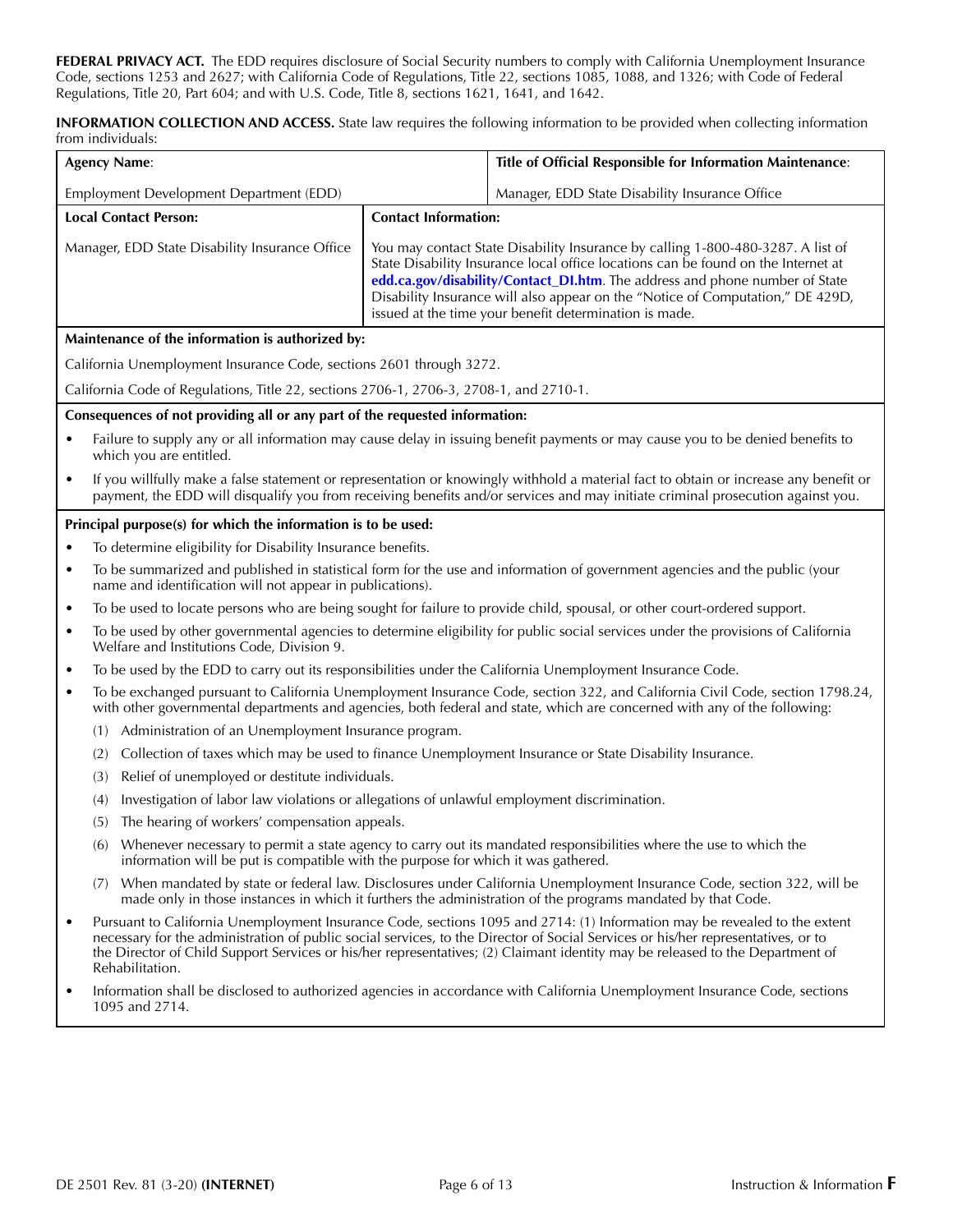**FEDERAL PRIVACY ACT.** The EDD requires disclosure of Social Security numbers to comply with California Unemployment Insurance Code, sections 1253 and 2627; with California Code of Regulations, Title 22, sections 1085, 1088, and 1326; with Code of Federal Regulations, Title 20, Part 604; and with U.S. Code, Title 8, sections 1621, 1641, and 1642.

**INFORMATION COLLECTION AND ACCESS.** State law requires the following information to be provided when collecting information from individuals:

| **Agency Name**: | **Title of Official Responsible for Information Maintenance**: |
|---|---|
| Employment Development Department (EDD) | Manager, EDD State Disability Insurance Office |

| **Local Contact Person:** | **Contact Information:** |
|---|---|
| Manager, EDD State Disability Insurance Office | You may contact State Disability Insurance by calling 1-800-480-3287. A list of State Disability Insurance local office locations can be found on the Internet at **edd.ca.gov/disability/Contact_DI.htm**. The address and phone number of State Disability Insurance will also appear on the "Notice of Computation," DE 429D, issued at the time your benefit determination is made. |

**Maintenance of the information is authorized by:**

California Unemployment Insurance Code, sections 2601 through 3272.

California Code of Regulations, Title 22, sections 2706-1, 2706-3, 2708-1, and 2710-1.

**Consequences of not providing all or any part of the requested information:**

- Failure to supply any or all information may cause delay in issuing benefit payments or may cause you to be denied benefits to which you are entitled.
- If you willfully make a false statement or representation or knowingly withhold a material fact to obtain or increase any benefit or payment, the EDD will disqualify you from receiving benefits and/or services and may initiate criminal prosecution against you.

**Principal purpose(s) for which the information is to be used:**

- To determine eligibility for Disability Insurance benefits.
- To be summarized and published in statistical form for the use and information of government agencies and the public (your name and identification will not appear in publications).
- To be used to locate persons who are being sought for failure to provide child, spousal, or other court-ordered support.
- To be used by other governmental agencies to determine eligibility for public social services under the provisions of California Welfare and Institutions Code, Division 9.
- To be used by the EDD to carry out its responsibilities under the California Unemployment Insurance Code.
- To be exchanged pursuant to California Unemployment Insurance Code, section 322, and California Civil Code, section 1798.24, with other governmental departments and agencies, both federal and state, which are concerned with any of the following:
  (1) Administration of an Unemployment Insurance program.
  (2) Collection of taxes which may be used to finance Unemployment Insurance or State Disability Insurance.
  (3) Relief of unemployed or destitute individuals.
  (4) Investigation of labor law violations or allegations of unlawful employment discrimination.
  (5) The hearing of workers' compensation appeals.
  (6) Whenever necessary to permit a state agency to carry out its mandated responsibilities where the use to which the information will be put is compatible with the purpose for which it was gathered.
  (7) When mandated by state or federal law. Disclosures under California Unemployment Insurance Code, section 322, will be made only in those instances in which it furthers the administration of the programs mandated by that Code.
- Pursuant to California Unemployment Insurance Code, sections 1095 and 2714: (1) Information may be revealed to the extent necessary for the administration of public social services, to the Director of Social Services or his/her representatives, or to the Director of Child Support Services or his/her representatives; (2) Claimant identity may be released to the Department of Rehabilitation.
- Information shall be disclosed to authorized agencies in accordance with California Unemployment Insurance Code, sections 1095 and 2714.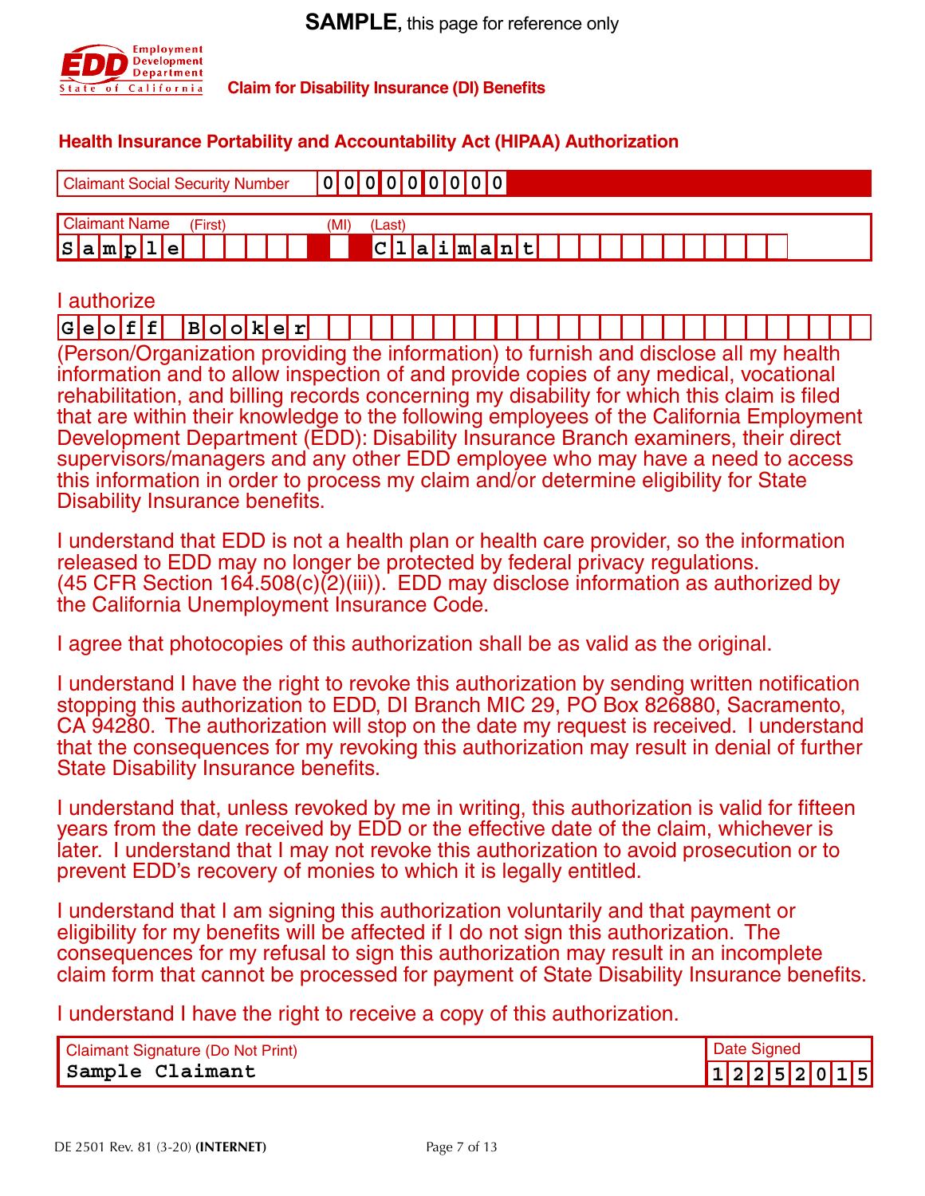**SAMPLE**, this page for reference only

EDD Employment Development Department State of California

**Claim for Disability Insurance (DI) Benefits**

## Health Insurance Portability and Accountability Act (HIPAA) Authorization

| Claimant Social Security Number | 000000000 |
|---|---|

| Claimant Name (First) | (MI) | (Last) |
|---|---|---|
| Sample | | Claimant |

I authorize

Geoff Booker

(Person/Organization providing the information) to furnish and disclose all my health information and to allow inspection of and provide copies of any medical, vocational rehabilitation, and billing records concerning my disability for which this claim is filed that are within their knowledge to the following employees of the California Employment Development Department (EDD): Disability Insurance Branch examiners, their direct supervisors/managers and any other EDD employee who may have a need to access this information in order to process my claim and/or determine eligibility for State Disability Insurance benefits.

I understand that EDD is not a health plan or health care provider, so the information released to EDD may no longer be protected by federal privacy regulations. (45 CFR Section 164.508(c)(2)(iii)). EDD may disclose information as authorized by the California Unemployment Insurance Code.

I agree that photocopies of this authorization shall be as valid as the original.

I understand I have the right to revoke this authorization by sending written notification stopping this authorization to EDD, DI Branch MIC 29, PO Box 826880, Sacramento, CA 94280. The authorization will stop on the date my request is received. I understand that the consequences for my revoking this authorization may result in denial of further State Disability Insurance benefits.

I understand that, unless revoked by me in writing, this authorization is valid for fifteen years from the date received by EDD or the effective date of the claim, whichever is later. I understand that I may not revoke this authorization to avoid prosecution or to prevent EDD's recovery of monies to which it is legally entitled.

I understand that I am signing this authorization voluntarily and that payment or eligibility for my benefits will be affected if I do not sign this authorization. The consequences for my refusal to sign this authorization may result in an incomplete claim form that cannot be processed for payment of State Disability Insurance benefits.

I understand I have the right to receive a copy of this authorization.

| Claimant Signature (Do Not Print) | Date Signed |
|---|---|
| Sample Claimant | 12252015 |

DE 2501 Rev. 81 (3-20) **(INTERNET)**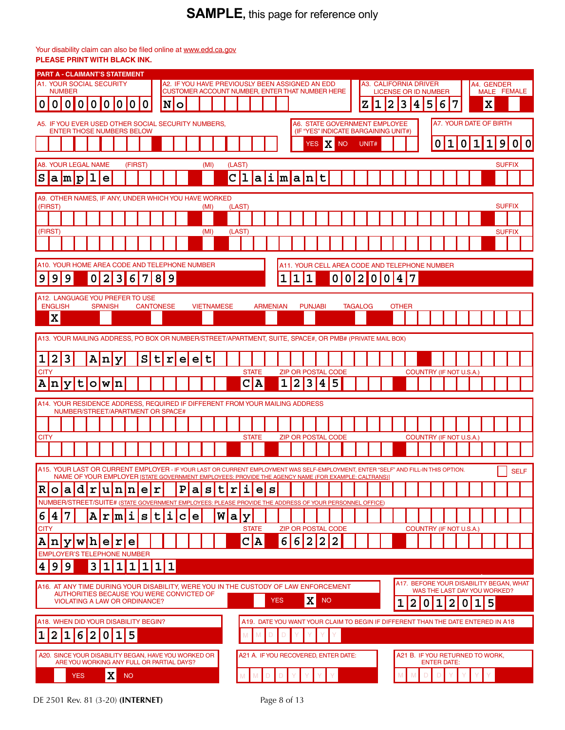**SAMPLE**, this page for reference only

Your disability claim can also be filed online at www.edd.ca.gov

**PLEASE PRINT WITH BLACK INK.**

## PART A - CLAIMANT'S STATEMENT

**A1. YOUR SOCIAL SECURITY NUMBER:** 000000000

**A2. IF YOU HAVE PREVIOUSLY BEEN ASSIGNED AN EDD CUSTOMER ACCOUNT NUMBER, ENTER THAT NUMBER HERE:** No

**A3. CALIFORNIA DRIVER LICENSE OR ID NUMBER:** Z1234567

**A4. GENDER:** MALE [X] FEMALE [ ]

**A5. IF YOU EVER USED OTHER SOCIAL SECURITY NUMBERS, ENTER THOSE NUMBERS BELOW:**

**A6. STATE GOVERNMENT EMPLOYEE (IF "YES" INDICATE BARGAINING UNIT#):** YES [ ] NO [X] UNIT#

**A7. YOUR DATE OF BIRTH:** 01011900

**A8. YOUR LEGAL NAME:** (FIRST) Sample (MI) (LAST) Claimant SUFFIX

**A9. OTHER NAMES, IF ANY, UNDER WHICH YOU HAVE WORKED**

(FIRST) (MI) (LAST) SUFFIX

(FIRST) (MI) (LAST) SUFFIX

**A10. YOUR HOME AREA CODE AND TELEPHONE NUMBER:** 999 0236789

**A11. YOUR CELL AREA CODE AND TELEPHONE NUMBER:** 111 0020047

**A12. LANGUAGE YOU PREFER TO USE:** ENGLISH [X] SPANISH [ ] CANTONESE [ ] VIETNAMESE [ ] ARMENIAN [ ] PUNJABI [ ] TAGALOG [ ] OTHER

**A13. YOUR MAILING ADDRESS, PO BOX OR NUMBER/STREET/APARTMENT, SUITE, SPACE#, OR PMB# (PRIVATE MAIL BOX):** 123 Any Street

CITY: Anytown STATE: CA ZIP OR POSTAL CODE: 12345 COUNTRY (IF NOT U.S.A.):

**A14. YOUR RESIDENCE ADDRESS, REQUIRED IF DIFFERENT FROM YOUR MAILING ADDRESS NUMBER/STREET/APARTMENT OR SPACE#:**

CITY: STATE: ZIP OR POSTAL CODE: COUNTRY (IF NOT U.S.A.):

**A15. YOUR LAST OR CURRENT EMPLOYER** - IF YOUR LAST OR CURRENT EMPLOYMENT WAS SELF-EMPLOYMENT, ENTER "SELF" AND FILL-IN THIS OPTION. [ ] SELF

NAME OF YOUR EMPLOYER [STATE GOVERNMENT EMPLOYEES: PROVIDE THE AGENCY NAME (FOR EXAMPLE: CALTRANS)]: Roadrunner Pastries

NUMBER/STREET/SUITE# (STATE GOVERNMENT EMPLOYEES: PLEASE PROVIDE THE ADDRESS OF YOUR PERSONNEL OFFICE): 647 Armistice Way

CITY: Anywhere STATE: CA ZIP OR POSTAL CODE: 66222 COUNTRY (IF NOT U.S.A.):

EMPLOYER'S TELEPHONE NUMBER: 499 3111111

**A16. AT ANY TIME DURING YOUR DISABILITY, WERE YOU IN THE CUSTODY OF LAW ENFORCEMENT AUTHORITIES BECAUSE YOU WERE CONVICTED OF VIOLATING A LAW OR ORDINANCE?** YES [ ] NO [X]

**A17. BEFORE YOUR DISABILITY BEGAN, WHAT WAS THE LAST DAY YOU WORKED?** 12012015

**A18. WHEN DID YOUR DISABILITY BEGIN?** 12162015

**A19. DATE YOU WANT YOUR CLAIM TO BEGIN IF DIFFERENT THAN THE DATE ENTERED IN A18:** MMDDYYYY

**A20. SINCE YOUR DISABILITY BEGAN, HAVE YOU WORKED OR ARE YOU WORKING ANY FULL OR PARTIAL DAYS?** YES [ ] NO [X]

**A21 A. IF YOU RECOVERED, ENTER DATE:** MMDDYYYY

**A21 B. IF YOU RETURNED TO WORK, ENTER DATE:** MMDDYYYY

DE 2501 Rev. 81 (3-20) **(INTERNET)**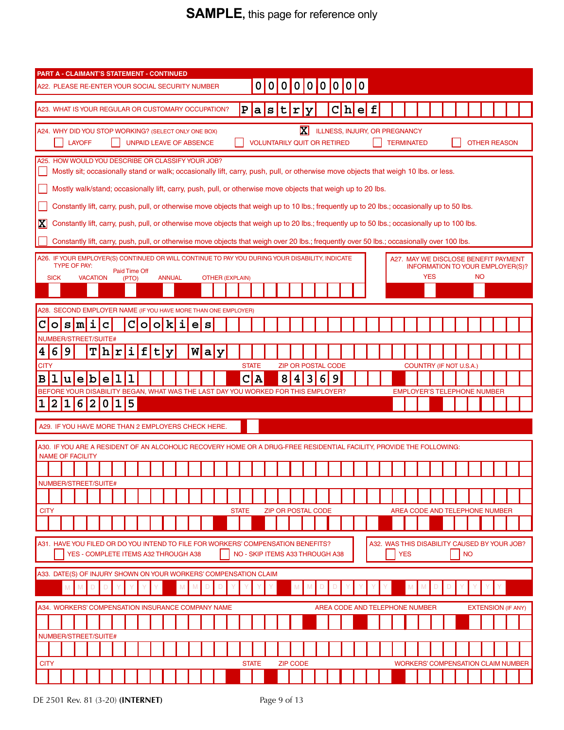**SAMPLE**, this page for reference only

## PART A - CLAIMANT'S STATEMENT - CONTINUED

**A22. PLEASE RE-ENTER YOUR SOCIAL SECURITY NUMBER:** 000000000

**A23. WHAT IS YOUR REGULAR OR CUSTOMARY OCCUPATION?** Pastry Chef

**A24. WHY DID YOU STOP WORKING?** (SELECT ONLY ONE BOX)

- [X] ILLNESS, INJURY, OR PREGNANCY
- [ ] LAYOFF
- [ ] UNPAID LEAVE OF ABSENCE
- [ ] VOLUNTARILY QUIT OR RETIRED
- [ ] TERMINATED
- [ ] OTHER REASON

**A25. HOW WOULD YOU DESCRIBE OR CLASSIFY YOUR JOB?**

- [ ] Mostly sit; occasionally stand or walk; occasionally lift, carry, push, pull, or otherwise move objects that weigh 10 lbs. or less.
- [ ] Mostly walk/stand; occasionally lift, carry, push, pull, or otherwise move objects that weigh up to 20 lbs.
- [ ] Constantly lift, carry, push, pull, or otherwise move objects that weigh up to 10 lbs.; frequently up to 20 lbs.; occasionally up to 50 lbs.
- [X] Constantly lift, carry, push, pull, or otherwise move objects that weigh up to 20 lbs.; frequently up to 50 lbs.; occasionally up to 100 lbs.
- [ ] Constantly lift, carry, push, pull, or otherwise move objects that weigh over 20 lbs.; frequently over 50 lbs.; occasionally over 100 lbs.

**A26. IF YOUR EMPLOYER(S) CONTINUED OR WILL CONTINUE TO PAY YOU DURING YOUR DISABILITY, INDICATE TYPE OF PAY:**

- [ ] SICK
- [ ] VACATION
- [ ] Paid Time Off (PTO)
- [ ] ANNUAL
- OTHER (EXPLAIN):

**A27. MAY WE DISCLOSE BENEFIT PAYMENT INFORMATION TO YOUR EMPLOYER(S)?**

- [ ] YES
- [ ] NO

**A28. SECOND EMPLOYER NAME** (IF YOU HAVE MORE THAN ONE EMPLOYER): Cosmic Cookies

NUMBER/STREET/SUITE#: 469 Thrifty Way

CITY: Bluebell | STATE: CA | ZIP OR POSTAL CODE: 84369 | COUNTRY (IF NOT U.S.A.):

BEFORE YOUR DISABILITY BEGAN, WHAT WAS THE LAST DAY YOU WORKED FOR THIS EMPLOYER? 12162015

EMPLOYER'S TELEPHONE NUMBER:

**A29. IF YOU HAVE MORE THAN 2 EMPLOYERS CHECK HERE.** [ ]

**A30. IF YOU ARE A RESIDENT OF AN ALCOHOLIC RECOVERY HOME OR A DRUG-FREE RESIDENTIAL FACILITY, PROVIDE THE FOLLOWING:**

NAME OF FACILITY:

NUMBER/STREET/SUITE#:

CITY: | STATE: | ZIP OR POSTAL CODE: | AREA CODE AND TELEPHONE NUMBER:

**A31. HAVE YOU FILED OR DO YOU INTEND TO FILE FOR WORKERS' COMPENSATION BENEFITS?**

- [ ] YES - COMPLETE ITEMS A32 THROUGH A38
- [ ] NO - SKIP ITEMS A33 THROUGH A38

**A32. WAS THIS DISABILITY CAUSED BY YOUR JOB?**

- [ ] YES
- [ ] NO

**A33. DATE(S) OF INJURY SHOWN ON YOUR WORKERS' COMPENSATION CLAIM:** MMDDYYYY | MMDDYYYY | MMDDYYYY | MMDDYYYY

**A34. WORKERS' COMPENSATION INSURANCE COMPANY NAME:** | AREA CODE AND TELEPHONE NUMBER: | EXTENSION (IF ANY):

NUMBER/STREET/SUITE#:

CITY: | STATE: | ZIP CODE: | WORKERS' COMPENSATION CLAIM NUMBER:

DE 2501 Rev. 81 (3-20) **(INTERNET)**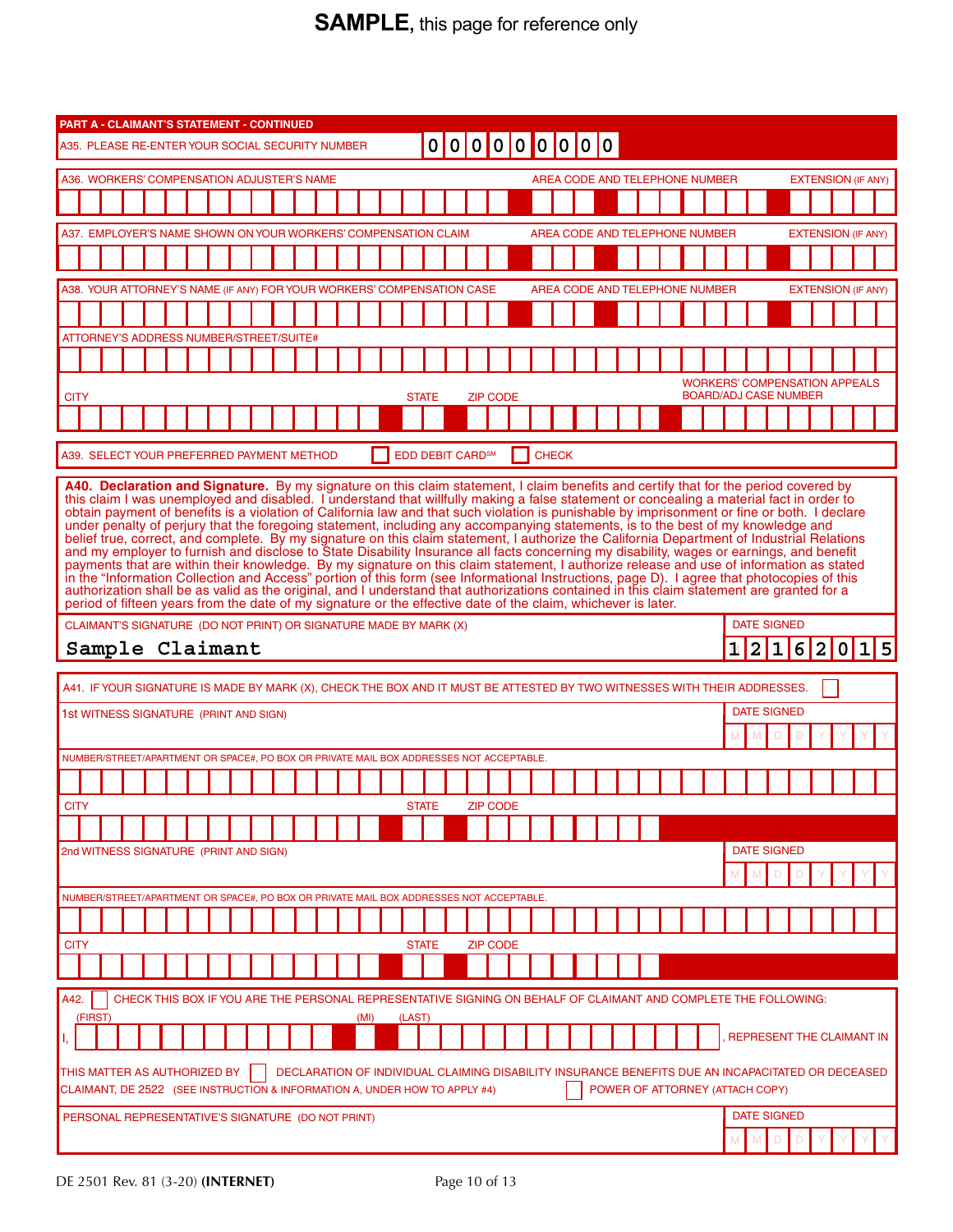**SAMPLE**, this page for reference only

**PART A - CLAIMANT'S STATEMENT - CONTINUED**

A35. PLEASE RE-ENTER YOUR SOCIAL SECURITY NUMBER 0 0 0 0 0 0 0 0 0

A36. WORKERS' COMPENSATION ADJUSTER'S NAME | AREA CODE AND TELEPHONE NUMBER | EXTENSION (IF ANY)

A37. EMPLOYER'S NAME SHOWN ON YOUR WORKERS' COMPENSATION CLAIM | AREA CODE AND TELEPHONE NUMBER | EXTENSION (IF ANY)

A38. YOUR ATTORNEY'S NAME (IF ANY) FOR YOUR WORKERS' COMPENSATION CASE | AREA CODE AND TELEPHONE NUMBER | EXTENSION (IF ANY)

ATTORNEY'S ADDRESS NUMBER/STREET/SUITE#

CITY | STATE | ZIP CODE | WORKERS' COMPENSATION APPEALS BOARD/ADJ CASE NUMBER

A39. SELECT YOUR PREFERRED PAYMENT METHOD ☐ EDD DEBIT CARD℠ ☐ CHECK

**A40. Declaration and Signature.** By my signature on this claim statement, I claim benefits and certify that for the period covered by this claim I was unemployed and disabled. I understand that willfully making a false statement or concealing a material fact in order to obtain payment of benefits is a violation of California law and that such violation is punishable by imprisonment or fine or both. I declare under penalty of perjury that the foregoing statement, including any accompanying statements, is to the best of my knowledge and belief true, correct, and complete. By my signature on this claim statement, I authorize the California Department of Industrial Relations and my employer to furnish and disclose to State Disability Insurance all facts concerning my disability, wages or earnings, and benefit payments that are within their knowledge. By my signature on this claim statement, I authorize release and use of information as stated in the "Information Collection and Access" portion of this form (see Informational Instructions, page D). I agree that photocopies of this authorization shall be as valid as the original, and I understand that authorizations contained in this claim statement are granted for a period of fifteen years from the date of my signature or the effective date of the claim, whichever is later.

CLAIMANT'S SIGNATURE (DO NOT PRINT) OR SIGNATURE MADE BY MARK (X): Sample Claimant

DATE SIGNED: 1 2 1 6 2 0 1 5

A41. IF YOUR SIGNATURE IS MADE BY MARK (X), CHECK THE BOX AND IT MUST BE ATTESTED BY TWO WITNESSES WITH THEIR ADDRESSES. ☐

1st WITNESS SIGNATURE (PRINT AND SIGN) | DATE SIGNED M M D D Y Y Y Y

NUMBER/STREET/APARTMENT OR SPACE#, PO BOX OR PRIVATE MAIL BOX ADDRESSES NOT ACCEPTABLE.

CITY | STATE | ZIP CODE

2nd WITNESS SIGNATURE (PRINT AND SIGN) | DATE SIGNED M M D D Y Y Y Y

NUMBER/STREET/APARTMENT OR SPACE#, PO BOX OR PRIVATE MAIL BOX ADDRESSES NOT ACCEPTABLE.

CITY | STATE | ZIP CODE

A42. ☐ CHECK THIS BOX IF YOU ARE THE PERSONAL REPRESENTATIVE SIGNING ON BEHALF OF CLAIMANT AND COMPLETE THE FOLLOWING:

I, (FIRST) (MI) (LAST), REPRESENT THE CLAIMANT IN THIS MATTER AS AUTHORIZED BY ☐ DECLARATION OF INDIVIDUAL CLAIMING DISABILITY INSURANCE BENEFITS DUE AN INCAPACITATED OR DECEASED CLAIMANT, DE 2522 (SEE INSTRUCTION & INFORMATION A, UNDER HOW TO APPLY #4) ☐ POWER OF ATTORNEY (ATTACH COPY)

PERSONAL REPRESENTATIVE'S SIGNATURE (DO NOT PRINT) | DATE SIGNED M M D D Y Y Y Y

DE 2501 Rev. 81 (3-20) **(INTERNET)**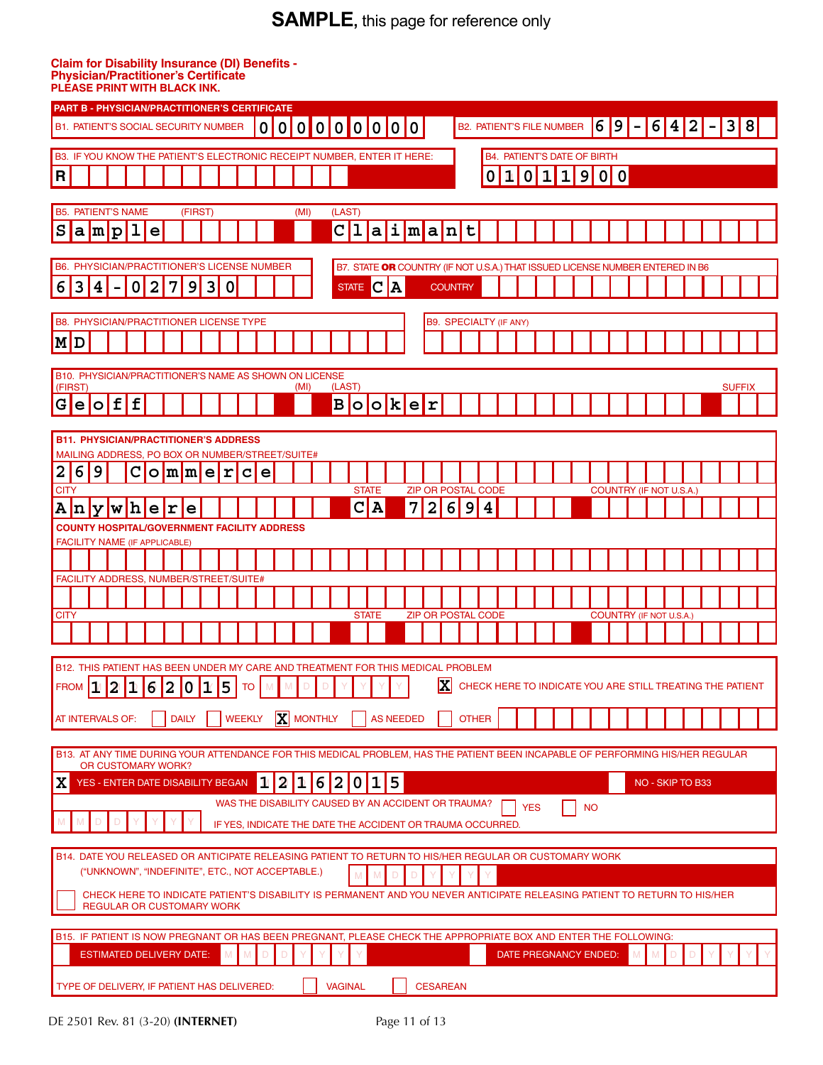# SAMPLE, this page for reference only

**Claim for Disability Insurance (DI) Benefits - Physician/Practitioner's Certificate**
**PLEASE PRINT WITH BLACK INK.**

## PART B - PHYSICIAN/PRACTITIONER'S CERTIFICATE

B1. PATIENT'S SOCIAL SECURITY NUMBER: 000000000

B2. PATIENT'S FILE NUMBER: 69-642-38

B3. IF YOU KNOW THE PATIENT'S ELECTRONIC RECEIPT NUMBER, ENTER IT HERE: R

B4. PATIENT'S DATE OF BIRTH: 01011900

B5. PATIENT'S NAME (FIRST) (MI) (LAST): Sample Claimant

B6. PHYSICIAN/PRACTITIONER'S LICENSE NUMBER: 634-027930

B7. STATE **OR** COUNTRY (IF NOT U.S.A.) THAT ISSUED LICENSE NUMBER ENTERED IN B6
STATE: CA COUNTRY:

B8. PHYSICIAN/PRACTITIONER LICENSE TYPE: MD

B9. SPECIALTY (IF ANY):

B10. PHYSICIAN/PRACTITIONER'S NAME AS SHOWN ON LICENSE
(FIRST) (MI) (LAST) SUFFIX: Geoff Booker

**B11. PHYSICIAN/PRACTITIONER'S ADDRESS**

MAILING ADDRESS, PO BOX OR NUMBER/STREET/SUITE#: 269 Commerce

CITY: Anywhere STATE: CA ZIP OR POSTAL CODE: 72694 COUNTRY (IF NOT U.S.A.):

**COUNTY HOSPITAL/GOVERNMENT FACILITY ADDRESS**

FACILITY NAME (IF APPLICABLE):

FACILITY ADDRESS, NUMBER/STREET/SUITE#:

CITY: STATE: ZIP OR POSTAL CODE: COUNTRY (IF NOT U.S.A.):

B12. THIS PATIENT HAS BEEN UNDER MY CARE AND TREATMENT FOR THIS MEDICAL PROBLEM

FROM 12162015 TO MMDDYYYY [X] CHECK HERE TO INDICATE YOU ARE STILL TREATING THE PATIENT

AT INTERVALS OF: [ ] DAILY [ ] WEEKLY [X] MONTHLY [ ] AS NEEDED [ ] OTHER

B13. AT ANY TIME DURING YOUR ATTENDANCE FOR THIS MEDICAL PROBLEM, HAS THE PATIENT BEEN INCAPABLE OF PERFORMING HIS/HER REGULAR OR CUSTOMARY WORK?

[X] YES - ENTER DATE DISABILITY BEGAN 12162015 [ ] NO - SKIP TO B33

WAS THE DISABILITY CAUSED BY AN ACCIDENT OR TRAUMA? [ ] YES [ ] NO

MMDDYYYY IF YES, INDICATE THE DATE THE ACCIDENT OR TRAUMA OCCURRED.

B14. DATE YOU RELEASED OR ANTICIPATE RELEASING PATIENT TO RETURN TO HIS/HER REGULAR OR CUSTOMARY WORK
("UNKNOWN", "INDEFINITE", ETC., NOT ACCEPTABLE.) MMDDYYYY

[ ] CHECK HERE TO INDICATE PATIENT'S DISABILITY IS PERMANENT AND YOU NEVER ANTICIPATE RELEASING PATIENT TO RETURN TO HIS/HER REGULAR OR CUSTOMARY WORK

B15. IF PATIENT IS NOW PREGNANT OR HAS BEEN PREGNANT, PLEASE CHECK THE APPROPRIATE BOX AND ENTER THE FOLLOWING:

[ ] ESTIMATED DELIVERY DATE: MMDDYYYY [ ] DATE PREGNANCY ENDED: MMDDYYYY

TYPE OF DELIVERY, IF PATIENT HAS DELIVERED: [ ] VAGINAL [ ] CESAREAN

DE 2501 Rev. 81 (3-20) **(INTERNET)**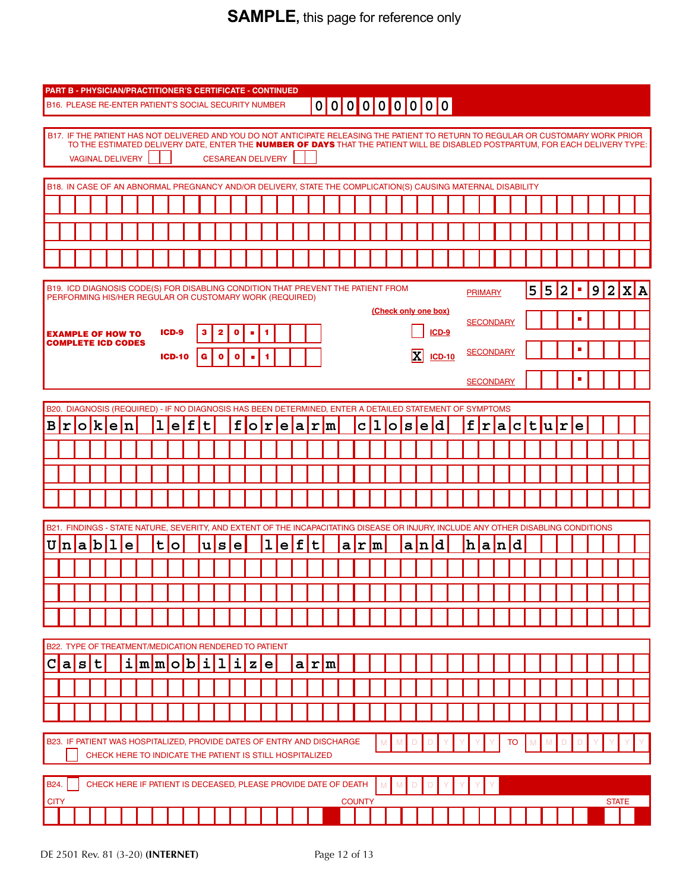**SAMPLE**, this page for reference only

## PART B - PHYSICIAN/PRACTITIONER'S CERTIFICATE - CONTINUED

B16. PLEASE RE-ENTER PATIENT'S SOCIAL SECURITY NUMBER: 000000000

B17. IF THE PATIENT HAS NOT DELIVERED AND YOU DO NOT ANTICIPATE RELEASING THE PATIENT TO RETURN TO REGULAR OR CUSTOMARY WORK PRIOR TO THE ESTIMATED DELIVERY DATE, ENTER THE **NUMBER OF DAYS** THAT THE PATIENT WILL BE DISABLED POSTPARTUM, FOR EACH DELIVERY TYPE:

VAGINAL DELIVERY ☐ CESAREAN DELIVERY ☐

B18. IN CASE OF AN ABNORMAL PREGNANCY AND/OR DELIVERY, STATE THE COMPLICATION(S) CAUSING MATERNAL DISABILITY

B19. ICD DIAGNOSIS CODE(S) FOR DISABLING CONDITION THAT PREVENT THE PATIENT FROM PERFORMING HIS/HER REGULAR OR CUSTOMARY WORK (REQUIRED)

PRIMARY: 552.92XA

SECONDARY: .

SECONDARY: .

SECONDARY: .

**EXAMPLE OF HOW TO COMPLETE ICD CODES**

| | |
|---|---|
| **ICD-9** | 320.1 |
| **ICD-10** | G00.1 |

(Check only one box)

☐ ICD-9

☒ ICD-10

B20. DIAGNOSIS (REQUIRED) - IF NO DIAGNOSIS HAS BEEN DETERMINED, ENTER A DETAILED STATEMENT OF SYMPTOMS

Broken left forearm closed fracture

B21. FINDINGS - STATE NATURE, SEVERITY, AND EXTENT OF THE INCAPACITATING DISEASE OR INJURY, INCLUDE ANY OTHER DISABLING CONDITIONS

Unable to use left arm and hand

B22. TYPE OF TREATMENT/MEDICATION RENDERED TO PATIENT

Cast immobilize arm

B23. IF PATIENT WAS HOSPITALIZED, PROVIDE DATES OF ENTRY AND DISCHARGE MMDDYYYY TO MMDDYYYY

☐ CHECK HERE TO INDICATE THE PATIENT IS STILL HOSPITALIZED

B24. ☐ CHECK HERE IF PATIENT IS DECEASED, PLEASE PROVIDE DATE OF DEATH MMDDYYYY

CITY COUNTY STATE

DE 2501 Rev. 81 (3-20) **(INTERNET)**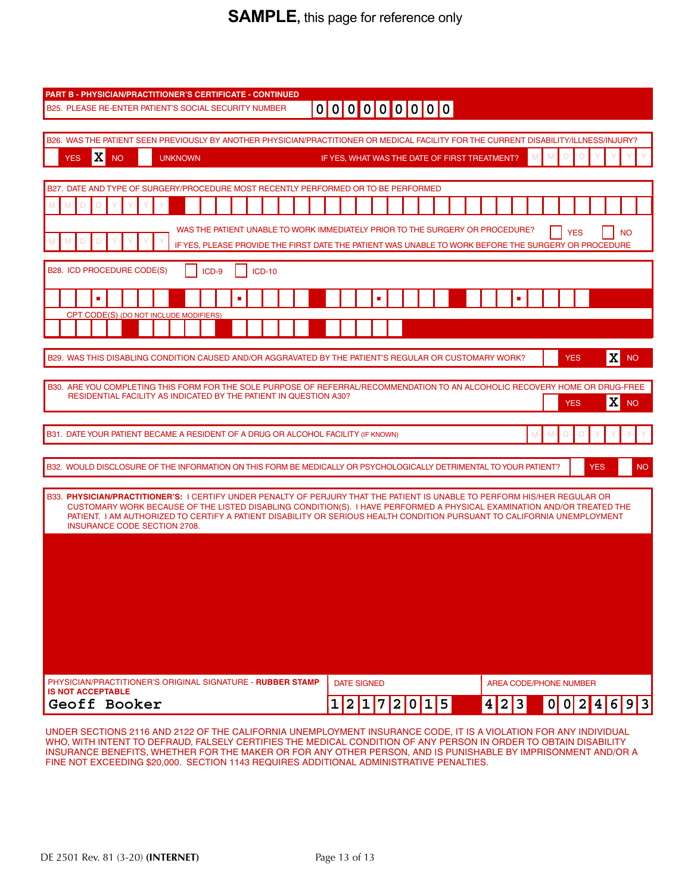**SAMPLE**, this page for reference only

**PART B - PHYSICIAN/PRACTITIONER'S CERTIFICATE - CONTINUED**

B25. PLEASE RE-ENTER PATIENT'S SOCIAL SECURITY NUMBER: 0 0 0 0 0 0 0 0 0

B26. WAS THE PATIENT SEEN PREVIOUSLY BY ANOTHER PHYSICIAN/PRACTITIONER OR MEDICAL FACILITY FOR THE CURRENT DISABILITY/ILLNESS/INJURY?

☐ YES ☒ NO ☐ UNKNOWN IF YES, WHAT WAS THE DATE OF FIRST TREATMENT? M M D D Y Y Y Y

B27. DATE AND TYPE OF SURGERY/PROCEDURE MOST RECENTLY PERFORMED OR TO BE PERFORMED

M M D D Y Y Y Y

WAS THE PATIENT UNABLE TO WORK IMMEDIATELY PRIOR TO THE SURGERY OR PROCEDURE? ☐ YES ☐ NO

M M D D Y Y Y Y IF YES, PLEASE PROVIDE THE FIRST DATE THE PATIENT WAS UNABLE TO WORK BEFORE THE SURGERY OR PROCEDURE

B28. ICD PROCEDURE CODE(S) ☐ ICD-9 ☐ ICD-10

CPT CODE(S) (DO NOT INCLUDE MODIFIERS)

B29. WAS THIS DISABLING CONDITION CAUSED AND/OR AGGRAVATED BY THE PATIENT'S REGULAR OR CUSTOMARY WORK? ☐ YES ☒ NO

B30. ARE YOU COMPLETING THIS FORM FOR THE SOLE PURPOSE OF REFERRAL/RECOMMENDATION TO AN ALCOHOLIC RECOVERY HOME OR DRUG-FREE RESIDENTIAL FACILITY AS INDICATED BY THE PATIENT IN QUESTION A30? ☐ YES ☒ NO

B31. DATE YOUR PATIENT BECAME A RESIDENT OF A DRUG OR ALCOHOL FACILITY (IF KNOWN) M M D D Y Y Y Y

B32. WOULD DISCLOSURE OF THE INFORMATION ON THIS FORM BE MEDICALLY OR PSYCHOLOGICALLY DETRIMENTAL TO YOUR PATIENT? ☐ YES ☐ NO

B33. **PHYSICIAN/PRACTITIONER'S:** I CERTIFY UNDER PENALTY OF PERJURY THAT THE PATIENT IS UNABLE TO PERFORM HIS/HER REGULAR OR CUSTOMARY WORK BECAUSE OF THE LISTED DISABLING CONDITION(S). I HAVE PERFORMED A PHYSICAL EXAMINATION AND/OR TREATED THE PATIENT. I AM AUTHORIZED TO CERTIFY A PATIENT DISABILITY OR SERIOUS HEALTH CONDITION PURSUANT TO CALIFORNIA UNEMPLOYMENT INSURANCE CODE SECTION 2708.

| PHYSICIAN/PRACTITIONER'S ORIGINAL SIGNATURE - **RUBBER STAMP IS NOT ACCEPTABLE** | DATE SIGNED | AREA CODE/PHONE NUMBER |
|---|---|---|
| Geoff Booker | 12172015 | 423 0024693 |

UNDER SECTIONS 2116 AND 2122 OF THE CALIFORNIA UNEMPLOYMENT INSURANCE CODE, IT IS A VIOLATION FOR ANY INDIVIDUAL WHO, WITH INTENT TO DEFRAUD, FALSELY CERTIFIES THE MEDICAL CONDITION OF ANY PERSON IN ORDER TO OBTAIN DISABILITY INSURANCE BENEFITS, WHETHER FOR THE MAKER OR FOR ANY OTHER PERSON, AND IS PUNISHABLE BY IMPRISONMENT AND/OR A FINE NOT EXCEEDING $20,000. SECTION 1143 REQUIRES ADDITIONAL ADMINISTRATIVE PENALTIES.

DE 2501 Rev. 81 (3-20) **(INTERNET)**